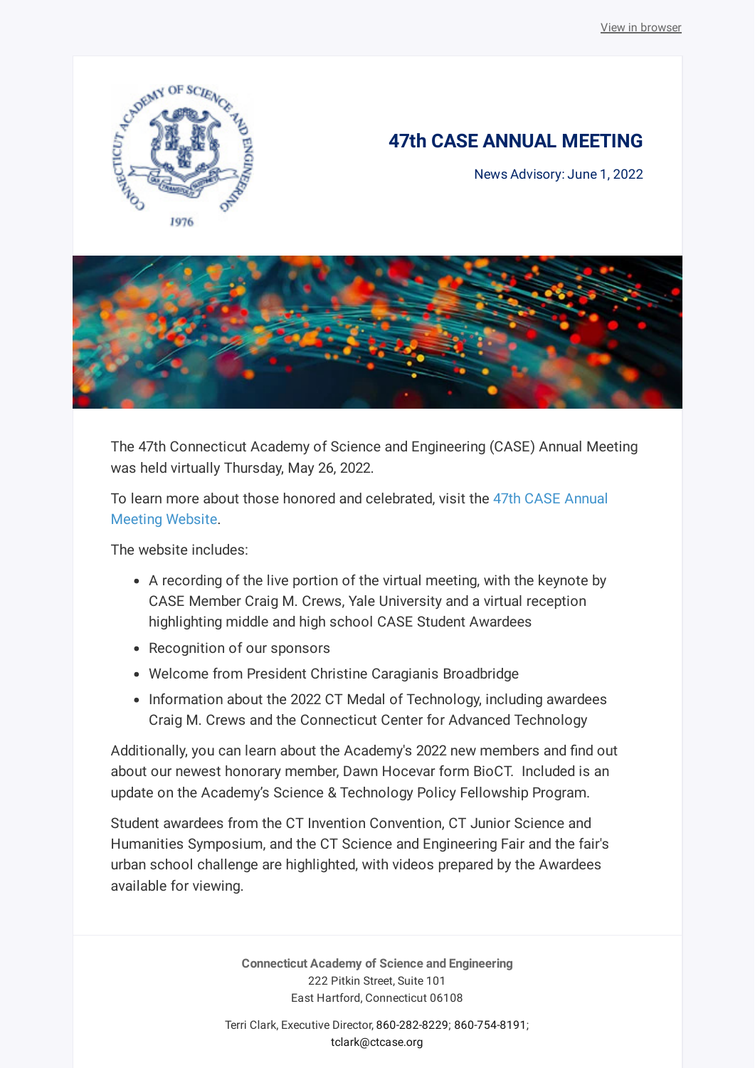View in browser

# 47th CASE ANNUAL MEETING

News Advisory: June 1, 2022

The 47th Connecticut Academy of Science and Engineering (CASE) Annual Meeting was held virtually Thursday, May 26, 2022.

To learn more about those honored and celebrated, visit the 47th CASE Annual Meeting Website.

The website includes:

- A recording of the live portion of the virtual meeting, with the keynote by CASE Member Craig M. Crews, Yale University and a virtual reception highlighting middle and high school CASE Student Awardees
- Recognition of our sponsors
- Welcome from President Christine Caragianis Broadbridge
- Information about the 2022 CT Medal of Technology, including awardees Craig M. Crews and the Connecticut Center for Advanced Technology

Additionally, you can learn about the Academy's 2022 new members and find out about our newest honorary member, Dawn Hocevar form BioCT. Included is an update on the Academy's Science & Technology Policy Fellowship Program.

Student awardees from the CT Invention Convention, CT Junior Science and Humanities Symposium, and the CT Science and Engineering Fair and the fair's urban school challenge are highlighted, with videos prepared by the Awardees available for viewing.

**Connecticut Academy of Science and Engineering**
222 Pitkin Street, Suite 101
East Hartford, Connecticut 06108

Terri Clark, Executive Director, 860-282-8229; 860-754-8191;
tclark@ctcase.org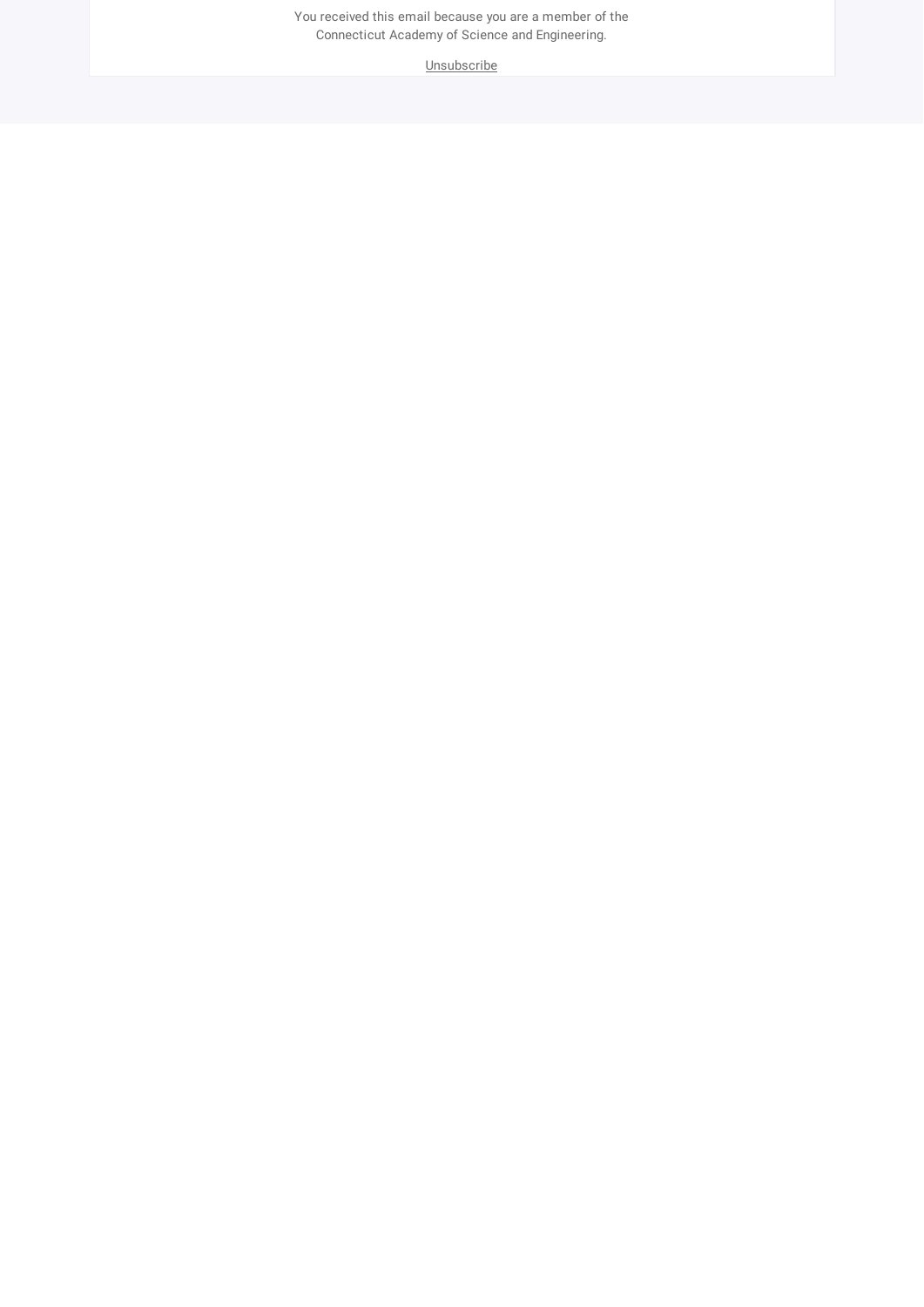You received this email because you are a member of the Connecticut Academy of Science and Engineering.

Unsubscribe